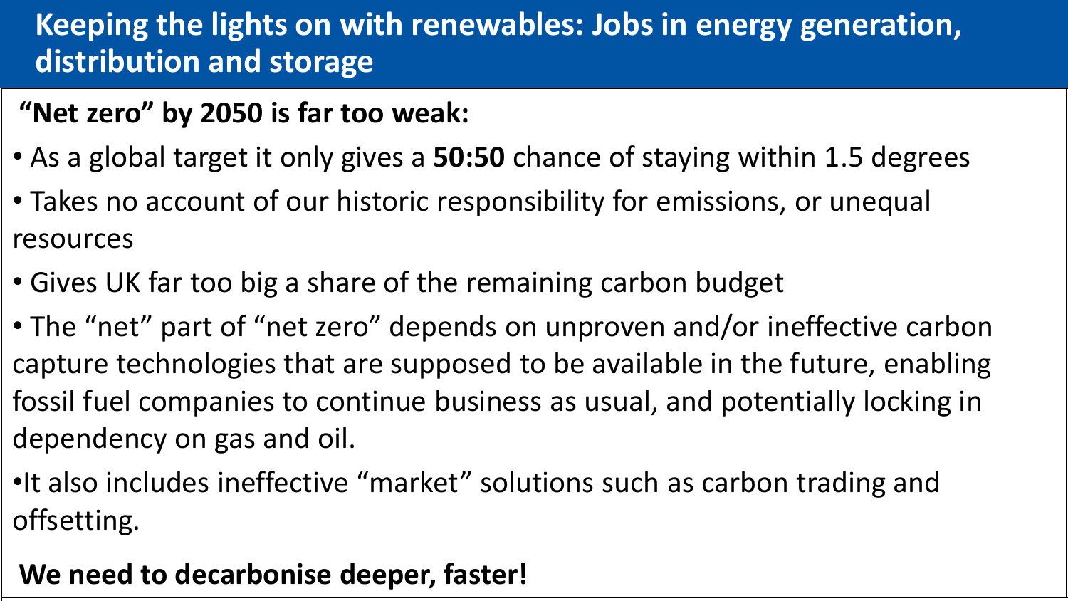# Keeping the lights on with renewables: Jobs in energy generation, distribution and storage

**"Net zero" by 2050 is far too weak:**

- As a global target it only gives a **50:50** chance of staying within 1.5 degrees
- Takes no account of our historic responsibility for emissions, or unequal resources
- Gives UK far too big a share of the remaining carbon budget
- The "net" part of "net zero" depends on unproven and/or ineffective carbon capture technologies that are supposed to be available in the future, enabling fossil fuel companies to continue business as usual, and potentially locking in dependency on gas and oil.
- It also includes ineffective "market" solutions such as carbon trading and offsetting.

**We need to decarbonise deeper, faster!**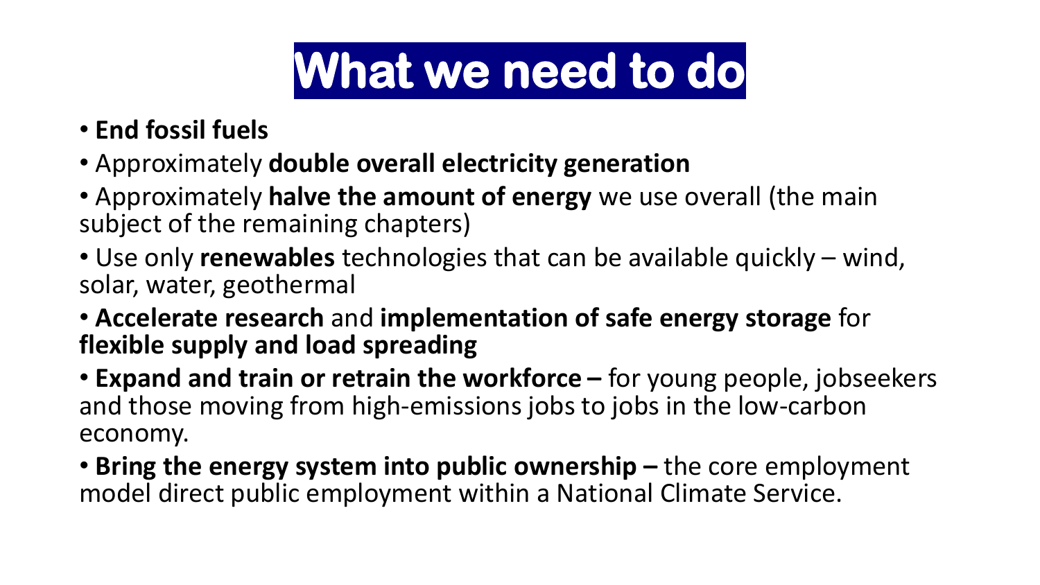# What we need to do

- **End fossil fuels**
- Approximately **double overall electricity generation**
- Approximately **halve the amount of energy** we use overall (the main subject of the remaining chapters)
- Use only **renewables** technologies that can be available quickly – wind, solar, water, geothermal
- **Accelerate research** and **implementation of safe energy storage** for **flexible supply and load spreading**
- **Expand and train or retrain the workforce –** for young people, jobseekers and those moving from high-emissions jobs to jobs in the low-carbon economy.
- **Bring the energy system into public ownership –** the core employment model direct public employment within a National Climate Service.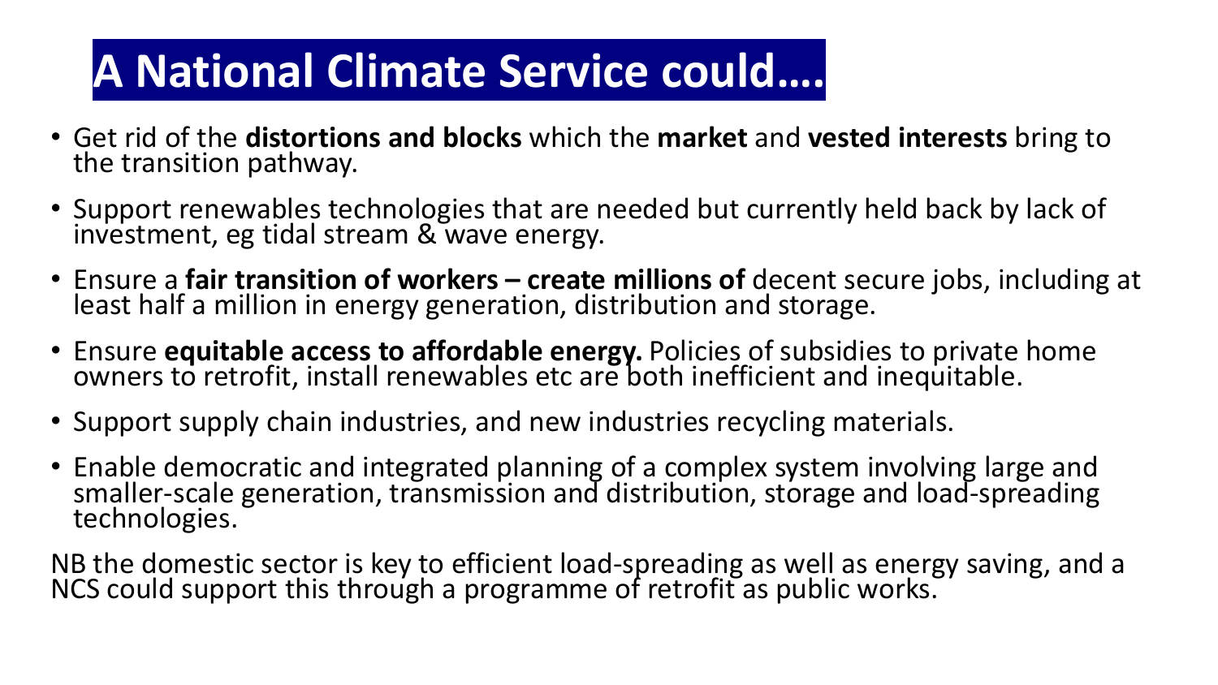# A National Climate Service could….

- Get rid of the **distortions and blocks** which the **market** and **vested interests** bring to the transition pathway.
- Support renewables technologies that are needed but currently held back by lack of investment, eg tidal stream & wave energy.
- Ensure a **fair transition of workers – create millions of** decent secure jobs, including at least half a million in energy generation, distribution and storage.
- Ensure **equitable access to affordable energy.** Policies of subsidies to private home owners to retrofit, install renewables etc are both inefficient and inequitable.
- Support supply chain industries, and new industries recycling materials.
- Enable democratic and integrated planning of a complex system involving large and smaller-scale generation, transmission and distribution, storage and load-spreading technologies.

NB the domestic sector is key to efficient load-spreading as well as energy saving, and a NCS could support this through a programme of retrofit as public works.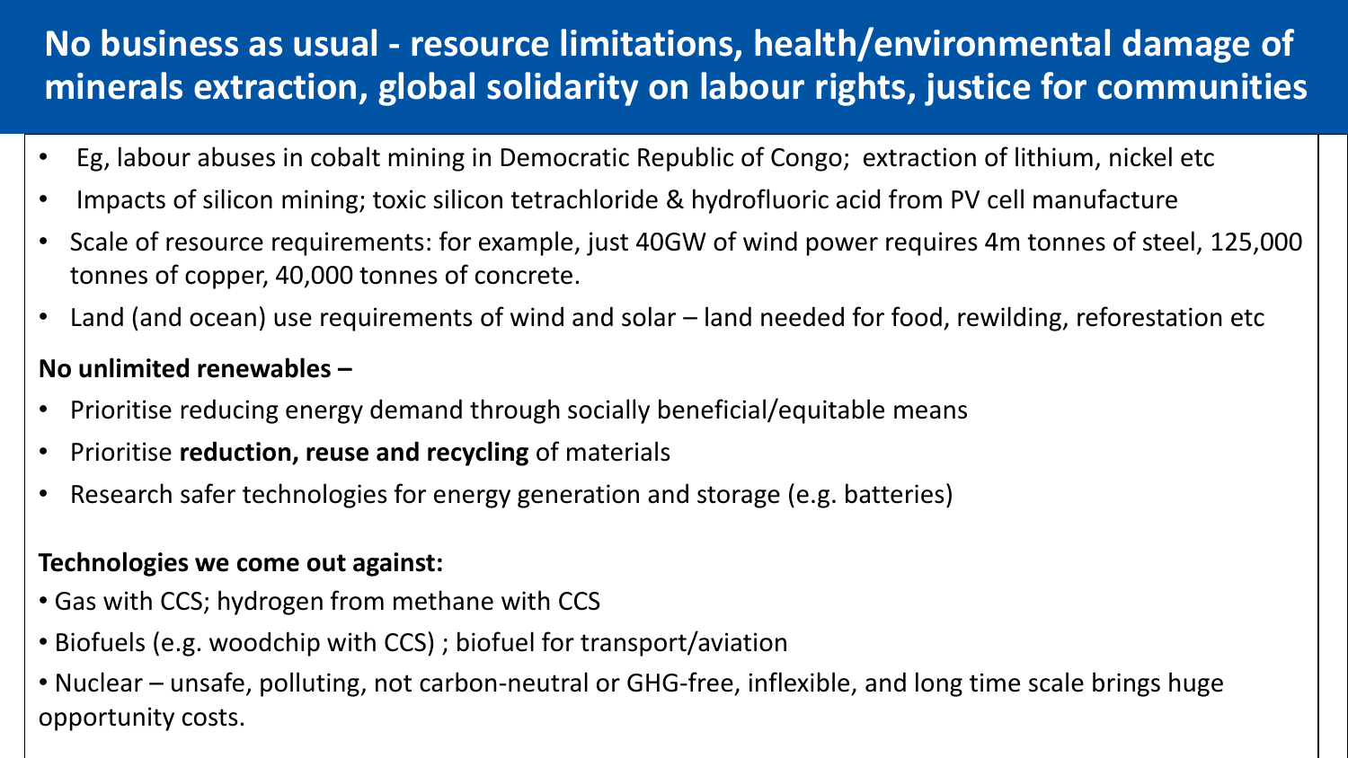# No business as usual - resource limitations, health/environmental damage of minerals extraction, global solidarity on labour rights, justice for communities

- Eg, labour abuses in cobalt mining in Democratic Republic of Congo; extraction of lithium, nickel etc
- Impacts of silicon mining; toxic silicon tetrachloride & hydrofluoric acid from PV cell manufacture
- Scale of resource requirements: for example, just 40GW of wind power requires 4m tonnes of steel, 125,000 tonnes of copper, 40,000 tonnes of concrete.
- Land (and ocean) use requirements of wind and solar – land needed for food, rewilding, reforestation etc

**No unlimited renewables –**

- Prioritise reducing energy demand through socially beneficial/equitable means
- Prioritise **reduction, reuse and recycling** of materials
- Research safer technologies for energy generation and storage (e.g. batteries)

**Technologies we come out against:**

- Gas with CCS; hydrogen from methane with CCS
- Biofuels (e.g. woodchip with CCS) ; biofuel for transport/aviation
- Nuclear – unsafe, polluting, not carbon-neutral or GHG-free, inflexible, and long time scale brings huge opportunity costs.